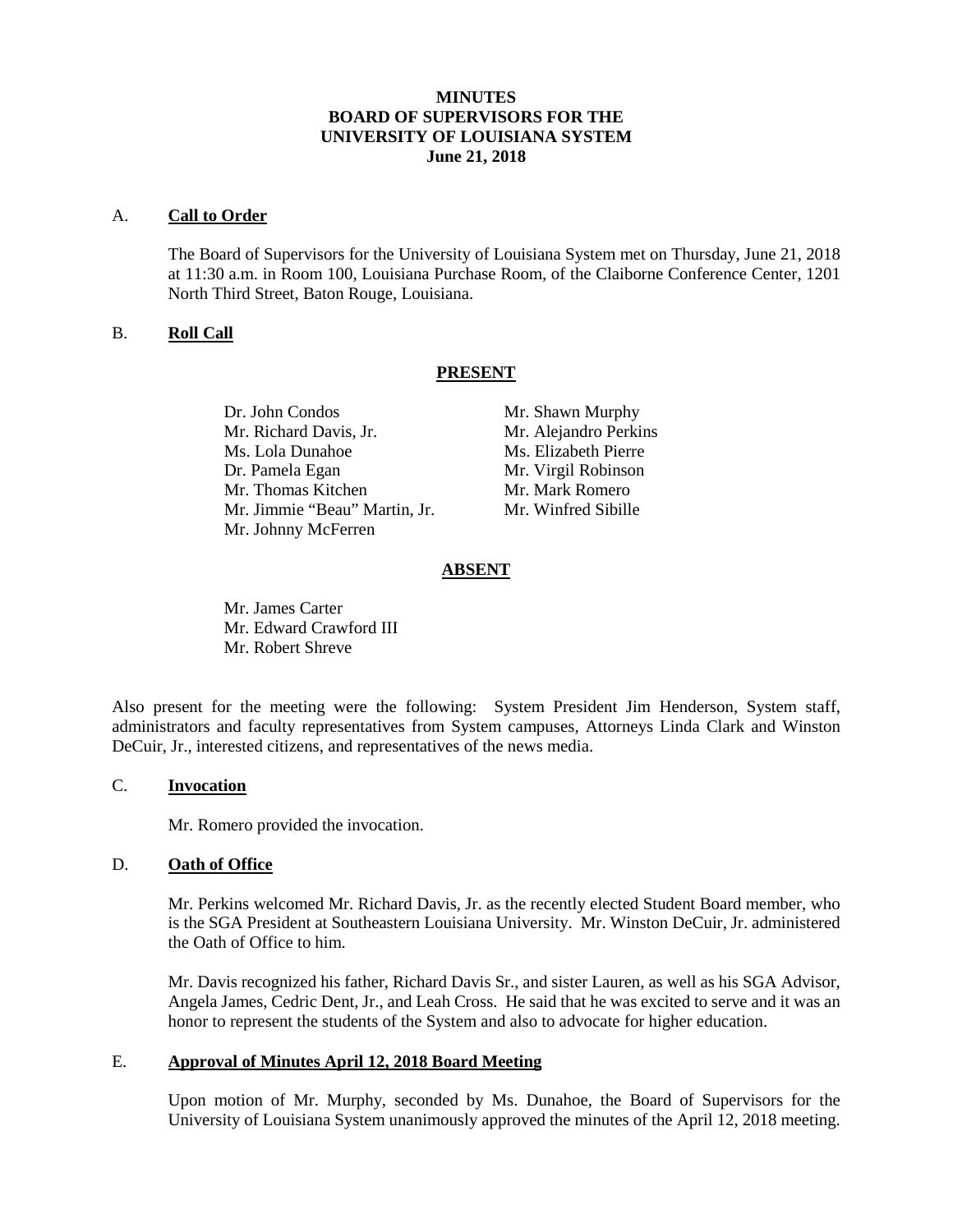**MINUTES**
**BOARD OF SUPERVISORS FOR THE**
**UNIVERSITY OF LOUISIANA SYSTEM**
**June 21, 2018**

A. **Call to Order**

The Board of Supervisors for the University of Louisiana System met on Thursday, June 21, 2018 at 11:30 a.m. in Room 100, Louisiana Purchase Room, of the Claiborne Conference Center, 1201 North Third Street, Baton Rouge, Louisiana.

B. **Roll Call**

**PRESENT**

Dr. John Condos
Mr. Richard Davis, Jr.
Ms. Lola Dunahoe
Dr. Pamela Egan
Mr. Thomas Kitchen
Mr. Jimmie "Beau" Martin, Jr.
Mr. Johnny McFerren
Mr. Shawn Murphy
Mr. Alejandro Perkins
Ms. Elizabeth Pierre
Mr. Virgil Robinson
Mr. Mark Romero
Mr. Winfred Sibille

**ABSENT**

Mr. James Carter
Mr. Edward Crawford III
Mr. Robert Shreve

Also present for the meeting were the following: System President Jim Henderson, System staff, administrators and faculty representatives from System campuses, Attorneys Linda Clark and Winston DeCuir, Jr., interested citizens, and representatives of the news media.

C. **Invocation**

Mr. Romero provided the invocation.

D. **Oath of Office**

Mr. Perkins welcomed Mr. Richard Davis, Jr. as the recently elected Student Board member, who is the SGA President at Southeastern Louisiana University. Mr. Winston DeCuir, Jr. administered the Oath of Office to him.

Mr. Davis recognized his father, Richard Davis Sr., and sister Lauren, as well as his SGA Advisor, Angela James, Cedric Dent, Jr., and Leah Cross. He said that he was excited to serve and it was an honor to represent the students of the System and also to advocate for higher education.

E. **Approval of Minutes April 12, 2018 Board Meeting**

Upon motion of Mr. Murphy, seconded by Ms. Dunahoe, the Board of Supervisors for the University of Louisiana System unanimously approved the minutes of the April 12, 2018 meeting.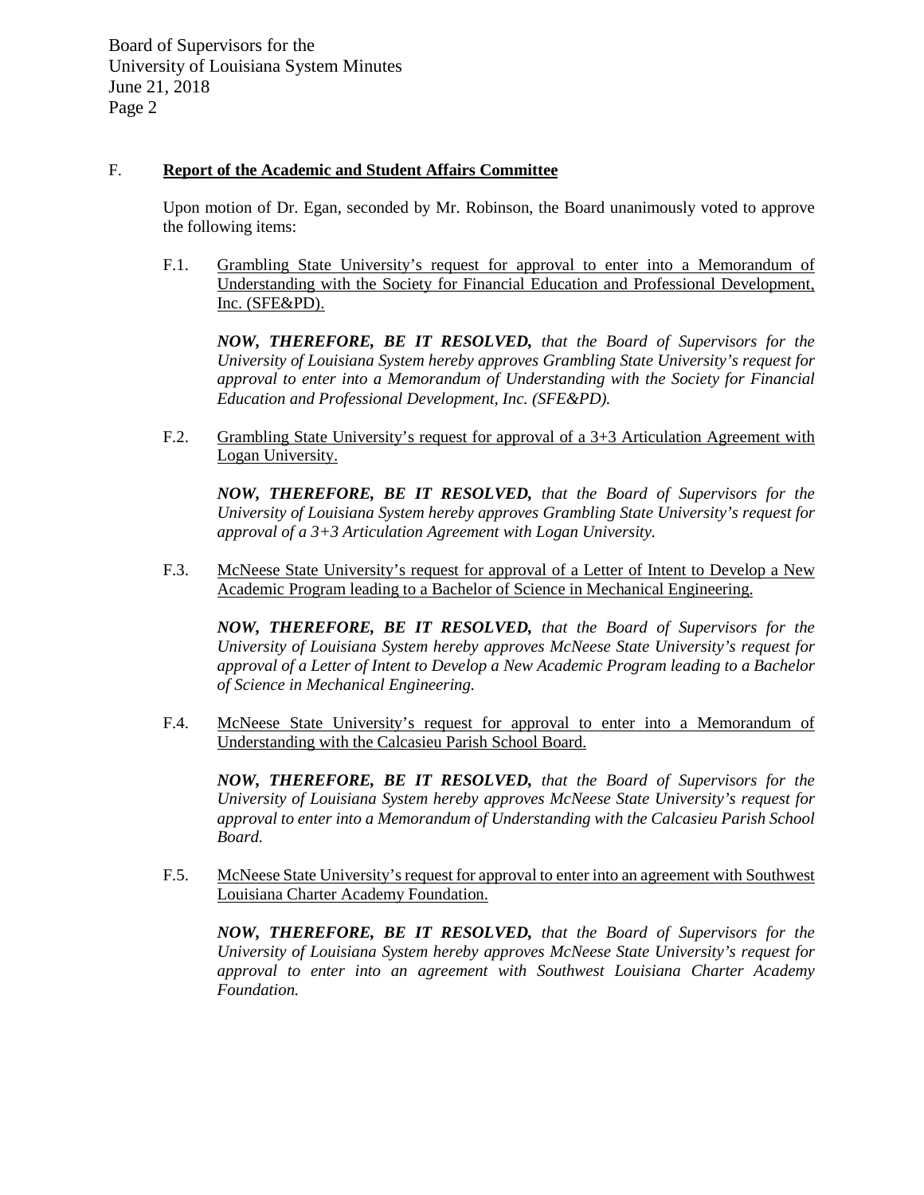## F. Report of the Academic and Student Affairs Committee

Upon motion of Dr. Egan, seconded by Mr. Robinson, the Board unanimously voted to approve the following items:

F.1. Grambling State University's request for approval to enter into a Memorandum of Understanding with the Society for Financial Education and Professional Development, Inc. (SFE&PD).

***NOW, THEREFORE, BE IT RESOLVED,*** *that the Board of Supervisors for the University of Louisiana System hereby approves Grambling State University's request for approval to enter into a Memorandum of Understanding with the Society for Financial Education and Professional Development, Inc. (SFE&PD).*

F.2. Grambling State University's request for approval of a 3+3 Articulation Agreement with Logan University.

***NOW, THEREFORE, BE IT RESOLVED,*** *that the Board of Supervisors for the University of Louisiana System hereby approves Grambling State University's request for approval of a 3+3 Articulation Agreement with Logan University.*

F.3. McNeese State University's request for approval of a Letter of Intent to Develop a New Academic Program leading to a Bachelor of Science in Mechanical Engineering.

***NOW, THEREFORE, BE IT RESOLVED,*** *that the Board of Supervisors for the University of Louisiana System hereby approves McNeese State University's request for approval of a Letter of Intent to Develop a New Academic Program leading to a Bachelor of Science in Mechanical Engineering.*

F.4. McNeese State University's request for approval to enter into a Memorandum of Understanding with the Calcasieu Parish School Board.

***NOW, THEREFORE, BE IT RESOLVED,*** *that the Board of Supervisors for the University of Louisiana System hereby approves McNeese State University's request for approval to enter into a Memorandum of Understanding with the Calcasieu Parish School Board.*

F.5. McNeese State University's request for approval to enter into an agreement with Southwest Louisiana Charter Academy Foundation.

***NOW, THEREFORE, BE IT RESOLVED,*** *that the Board of Supervisors for the University of Louisiana System hereby approves McNeese State University's request for approval to enter into an agreement with Southwest Louisiana Charter Academy Foundation.*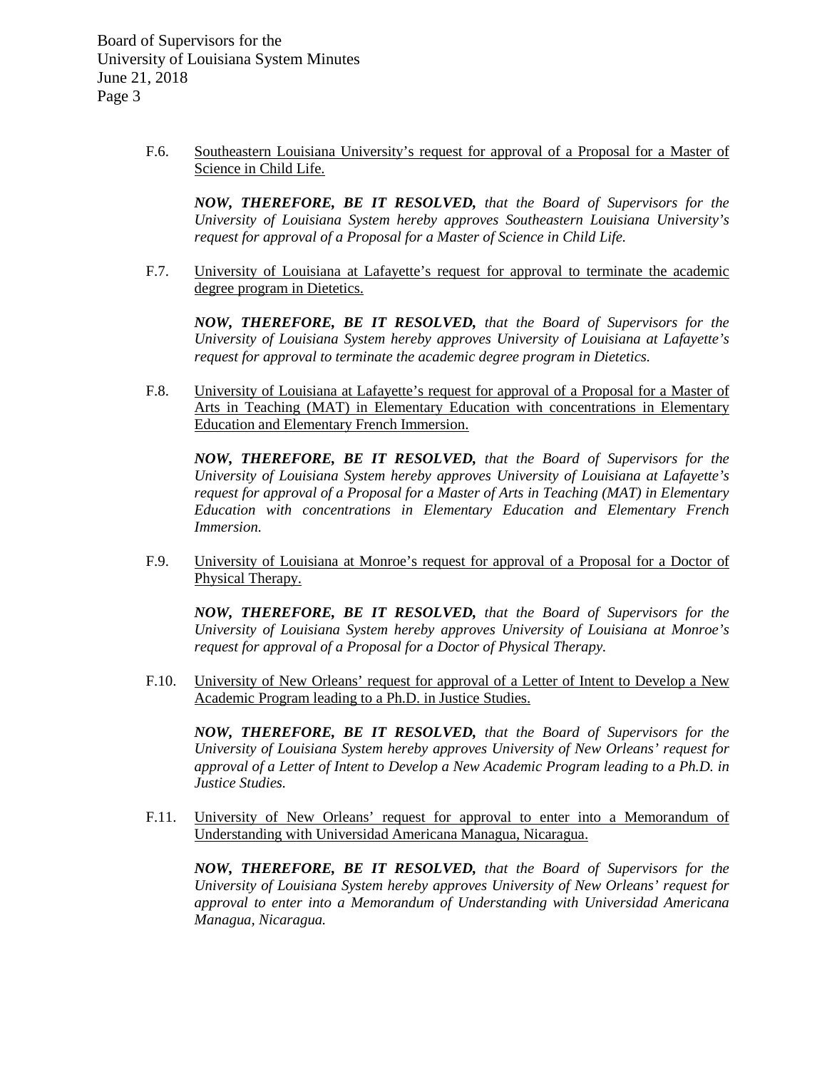F.6. Southeastern Louisiana University's request for approval of a Proposal for a Master of Science in Child Life.

***NOW, THEREFORE, BE IT RESOLVED,*** *that the Board of Supervisors for the University of Louisiana System hereby approves Southeastern Louisiana University's request for approval of a Proposal for a Master of Science in Child Life.*

F.7. University of Louisiana at Lafayette's request for approval to terminate the academic degree program in Dietetics.

***NOW, THEREFORE, BE IT RESOLVED,*** *that the Board of Supervisors for the University of Louisiana System hereby approves University of Louisiana at Lafayette's request for approval to terminate the academic degree program in Dietetics.*

F.8. University of Louisiana at Lafayette's request for approval of a Proposal for a Master of Arts in Teaching (MAT) in Elementary Education with concentrations in Elementary Education and Elementary French Immersion.

***NOW, THEREFORE, BE IT RESOLVED,*** *that the Board of Supervisors for the University of Louisiana System hereby approves University of Louisiana at Lafayette's request for approval of a Proposal for a Master of Arts in Teaching (MAT) in Elementary Education with concentrations in Elementary Education and Elementary French Immersion.*

F.9. University of Louisiana at Monroe's request for approval of a Proposal for a Doctor of Physical Therapy.

***NOW, THEREFORE, BE IT RESOLVED,*** *that the Board of Supervisors for the University of Louisiana System hereby approves University of Louisiana at Monroe's request for approval of a Proposal for a Doctor of Physical Therapy.*

F.10. University of New Orleans' request for approval of a Letter of Intent to Develop a New Academic Program leading to a Ph.D. in Justice Studies.

***NOW, THEREFORE, BE IT RESOLVED,*** *that the Board of Supervisors for the University of Louisiana System hereby approves University of New Orleans' request for approval of a Letter of Intent to Develop a New Academic Program leading to a Ph.D. in Justice Studies.*

F.11. University of New Orleans' request for approval to enter into a Memorandum of Understanding with Universidad Americana Managua, Nicaragua.

***NOW, THEREFORE, BE IT RESOLVED,*** *that the Board of Supervisors for the University of Louisiana System hereby approves University of New Orleans' request for approval to enter into a Memorandum of Understanding with Universidad Americana Managua, Nicaragua.*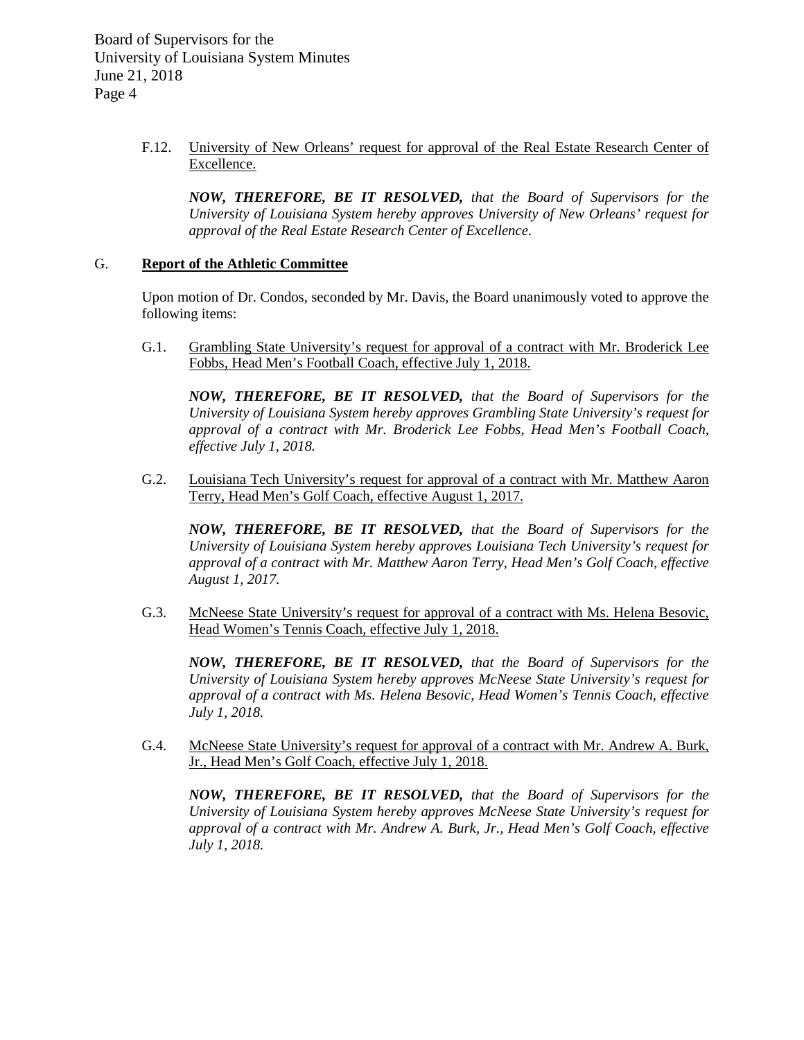F.12. <u>University of New Orleans' request for approval of the Real Estate Research Center of Excellence.</u>

***NOW, THEREFORE, BE IT RESOLVED,*** *that the Board of Supervisors for the University of Louisiana System hereby approves University of New Orleans' request for approval of the Real Estate Research Center of Excellence.*

## G. Report of the Athletic Committee

Upon motion of Dr. Condos, seconded by Mr. Davis, the Board unanimously voted to approve the following items:

G.1. <u>Grambling State University's request for approval of a contract with Mr. Broderick Lee Fobbs, Head Men's Football Coach, effective July 1, 2018.</u>

***NOW, THEREFORE, BE IT RESOLVED,*** *that the Board of Supervisors for the University of Louisiana System hereby approves Grambling State University's request for approval of a contract with Mr. Broderick Lee Fobbs, Head Men's Football Coach, effective July 1, 2018.*

G.2. <u>Louisiana Tech University's request for approval of a contract with Mr. Matthew Aaron Terry, Head Men's Golf Coach, effective August 1, 2017.</u>

***NOW, THEREFORE, BE IT RESOLVED,*** *that the Board of Supervisors for the University of Louisiana System hereby approves Louisiana Tech University's request for approval of a contract with Mr. Matthew Aaron Terry, Head Men's Golf Coach, effective August 1, 2017.*

G.3. <u>McNeese State University's request for approval of a contract with Ms. Helena Besovic, Head Women's Tennis Coach, effective July 1, 2018.</u>

***NOW, THEREFORE, BE IT RESOLVED,*** *that the Board of Supervisors for the University of Louisiana System hereby approves McNeese State University's request for approval of a contract with Ms. Helena Besovic, Head Women's Tennis Coach, effective July 1, 2018.*

G.4. <u>McNeese State University's request for approval of a contract with Mr. Andrew A. Burk, Jr., Head Men's Golf Coach, effective July 1, 2018.</u>

***NOW, THEREFORE, BE IT RESOLVED,*** *that the Board of Supervisors for the University of Louisiana System hereby approves McNeese State University's request for approval of a contract with Mr. Andrew A. Burk, Jr., Head Men's Golf Coach, effective July 1, 2018.*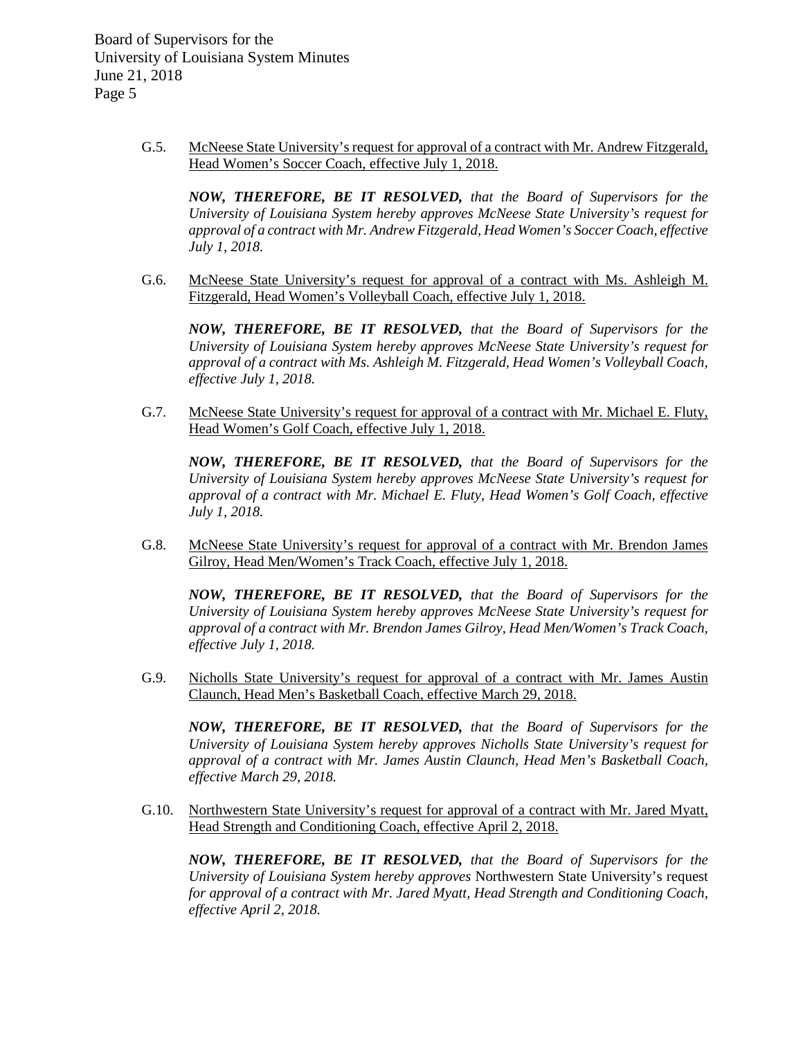G.5. McNeese State University's request for approval of a contract with Mr. Andrew Fitzgerald, Head Women's Soccer Coach, effective July 1, 2018.

***NOW, THEREFORE, BE IT RESOLVED,*** *that the Board of Supervisors for the University of Louisiana System hereby approves McNeese State University's request for approval of a contract with Mr. Andrew Fitzgerald, Head Women's Soccer Coach, effective July 1, 2018.*

G.6. McNeese State University's request for approval of a contract with Ms. Ashleigh M. Fitzgerald, Head Women's Volleyball Coach, effective July 1, 2018.

***NOW, THEREFORE, BE IT RESOLVED,*** *that the Board of Supervisors for the University of Louisiana System hereby approves McNeese State University's request for approval of a contract with Ms. Ashleigh M. Fitzgerald, Head Women's Volleyball Coach, effective July 1, 2018.*

G.7. McNeese State University's request for approval of a contract with Mr. Michael E. Fluty, Head Women's Golf Coach, effective July 1, 2018.

***NOW, THEREFORE, BE IT RESOLVED,*** *that the Board of Supervisors for the University of Louisiana System hereby approves McNeese State University's request for approval of a contract with Mr. Michael E. Fluty, Head Women's Golf Coach, effective July 1, 2018.*

G.8. McNeese State University's request for approval of a contract with Mr. Brendon James Gilroy, Head Men/Women's Track Coach, effective July 1, 2018.

***NOW, THEREFORE, BE IT RESOLVED,*** *that the Board of Supervisors for the University of Louisiana System hereby approves McNeese State University's request for approval of a contract with Mr. Brendon James Gilroy, Head Men/Women's Track Coach, effective July 1, 2018.*

G.9. Nicholls State University's request for approval of a contract with Mr. James Austin Claunch, Head Men's Basketball Coach, effective March 29, 2018.

***NOW, THEREFORE, BE IT RESOLVED,*** *that the Board of Supervisors for the University of Louisiana System hereby approves Nicholls State University's request for approval of a contract with Mr. James Austin Claunch, Head Men's Basketball Coach, effective March 29, 2018.*

G.10. Northwestern State University's request for approval of a contract with Mr. Jared Myatt, Head Strength and Conditioning Coach, effective April 2, 2018.

***NOW, THEREFORE, BE IT RESOLVED,*** *that the Board of Supervisors for the University of Louisiana System hereby approves* Northwestern State University's request *for approval of a contract with Mr. Jared Myatt, Head Strength and Conditioning Coach, effective April 2, 2018.*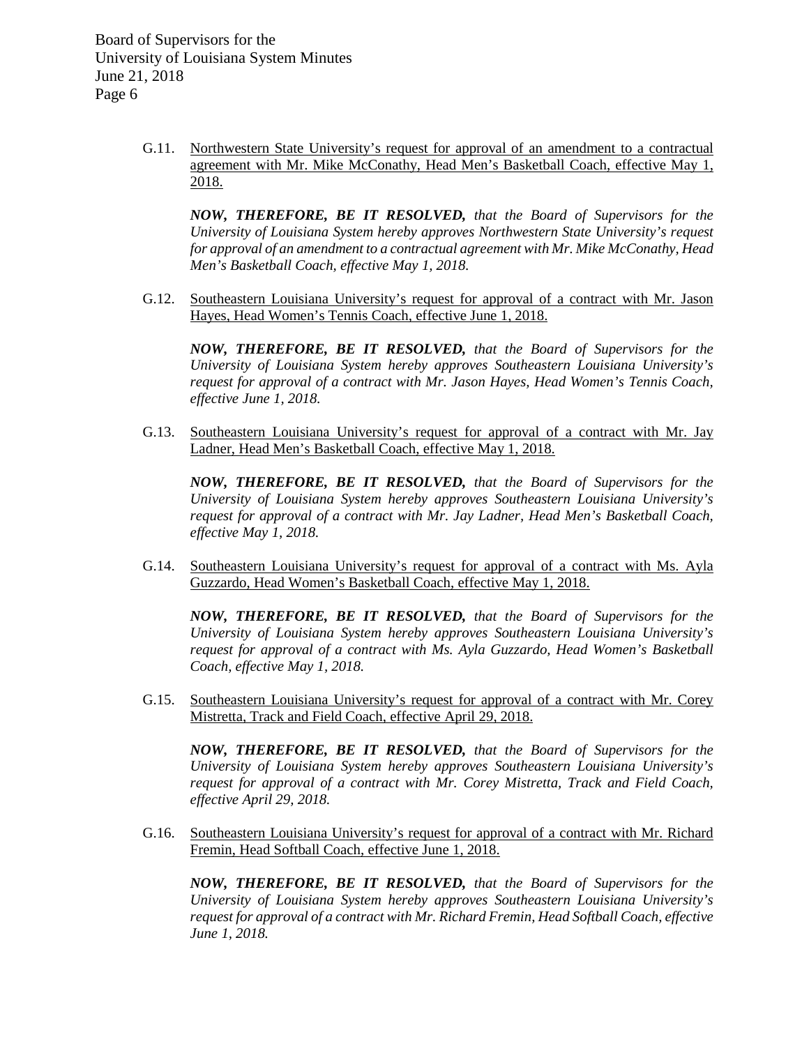G.11. <u>Northwestern State University's request for approval of an amendment to a contractual agreement with Mr. Mike McConathy, Head Men's Basketball Coach, effective May 1, 2018.</u>

***NOW, THEREFORE, BE IT RESOLVED,*** *that the Board of Supervisors for the University of Louisiana System hereby approves Northwestern State University's request for approval of an amendment to a contractual agreement with Mr. Mike McConathy, Head Men's Basketball Coach, effective May 1, 2018.*

G.12. <u>Southeastern Louisiana University's request for approval of a contract with Mr. Jason Hayes, Head Women's Tennis Coach, effective June 1, 2018.</u>

***NOW, THEREFORE, BE IT RESOLVED,*** *that the Board of Supervisors for the University of Louisiana System hereby approves Southeastern Louisiana University's request for approval of a contract with Mr. Jason Hayes, Head Women's Tennis Coach, effective June 1, 2018.*

G.13. <u>Southeastern Louisiana University's request for approval of a contract with Mr. Jay Ladner, Head Men's Basketball Coach, effective May 1, 2018.</u>

***NOW, THEREFORE, BE IT RESOLVED,*** *that the Board of Supervisors for the University of Louisiana System hereby approves Southeastern Louisiana University's request for approval of a contract with Mr. Jay Ladner, Head Men's Basketball Coach, effective May 1, 2018.*

G.14. <u>Southeastern Louisiana University's request for approval of a contract with Ms. Ayla Guzzardo, Head Women's Basketball Coach, effective May 1, 2018.</u>

***NOW, THEREFORE, BE IT RESOLVED,*** *that the Board of Supervisors for the University of Louisiana System hereby approves Southeastern Louisiana University's request for approval of a contract with Ms. Ayla Guzzardo, Head Women's Basketball Coach, effective May 1, 2018.*

G.15. <u>Southeastern Louisiana University's request for approval of a contract with Mr. Corey Mistretta, Track and Field Coach, effective April 29, 2018.</u>

***NOW, THEREFORE, BE IT RESOLVED,*** *that the Board of Supervisors for the University of Louisiana System hereby approves Southeastern Louisiana University's request for approval of a contract with Mr. Corey Mistretta, Track and Field Coach, effective April 29, 2018.*

G.16. <u>Southeastern Louisiana University's request for approval of a contract with Mr. Richard Fremin, Head Softball Coach, effective June 1, 2018.</u>

***NOW, THEREFORE, BE IT RESOLVED,*** *that the Board of Supervisors for the University of Louisiana System hereby approves Southeastern Louisiana University's request for approval of a contract with Mr. Richard Fremin, Head Softball Coach, effective June 1, 2018.*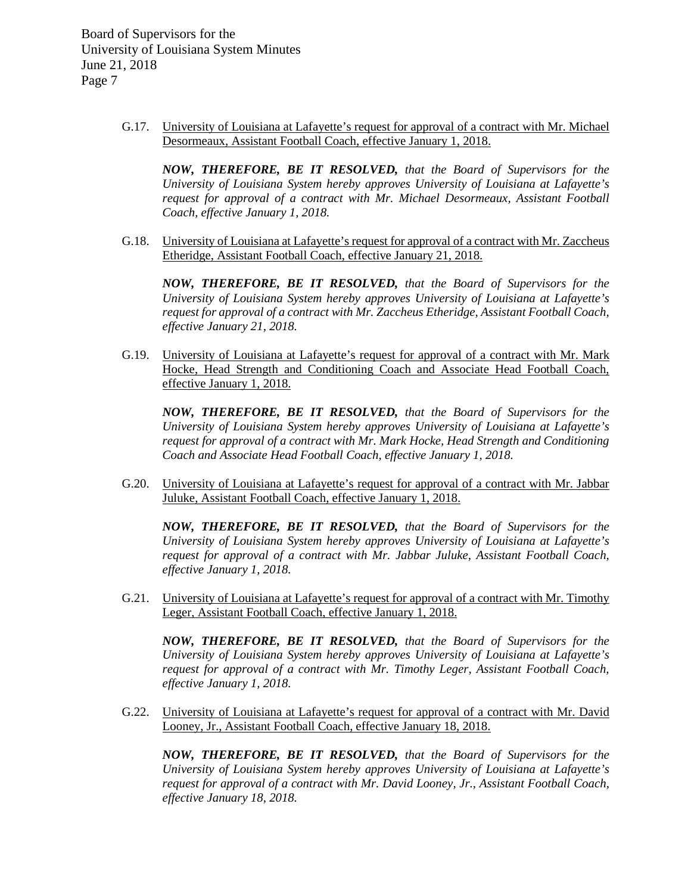G.17. University of Louisiana at Lafayette's request for approval of a contract with Mr. Michael Desormeaux, Assistant Football Coach, effective January 1, 2018.

***NOW, THEREFORE, BE IT RESOLVED,*** *that the Board of Supervisors for the University of Louisiana System hereby approves University of Louisiana at Lafayette's request for approval of a contract with Mr. Michael Desormeaux, Assistant Football Coach, effective January 1, 2018.*

G.18. University of Louisiana at Lafayette's request for approval of a contract with Mr. Zaccheus Etheridge, Assistant Football Coach, effective January 21, 2018.

***NOW, THEREFORE, BE IT RESOLVED,*** *that the Board of Supervisors for the University of Louisiana System hereby approves University of Louisiana at Lafayette's request for approval of a contract with Mr. Zaccheus Etheridge, Assistant Football Coach, effective January 21, 2018.*

G.19. University of Louisiana at Lafayette's request for approval of a contract with Mr. Mark Hocke, Head Strength and Conditioning Coach and Associate Head Football Coach, effective January 1, 2018.

***NOW, THEREFORE, BE IT RESOLVED,*** *that the Board of Supervisors for the University of Louisiana System hereby approves University of Louisiana at Lafayette's request for approval of a contract with Mr. Mark Hocke, Head Strength and Conditioning Coach and Associate Head Football Coach, effective January 1, 2018.*

G.20. University of Louisiana at Lafayette's request for approval of a contract with Mr. Jabbar Juluke, Assistant Football Coach, effective January 1, 2018.

***NOW, THEREFORE, BE IT RESOLVED,*** *that the Board of Supervisors for the University of Louisiana System hereby approves University of Louisiana at Lafayette's request for approval of a contract with Mr. Jabbar Juluke, Assistant Football Coach, effective January 1, 2018.*

G.21. University of Louisiana at Lafayette's request for approval of a contract with Mr. Timothy Leger, Assistant Football Coach, effective January 1, 2018.

***NOW, THEREFORE, BE IT RESOLVED,*** *that the Board of Supervisors for the University of Louisiana System hereby approves University of Louisiana at Lafayette's request for approval of a contract with Mr. Timothy Leger, Assistant Football Coach, effective January 1, 2018.*

G.22. University of Louisiana at Lafayette's request for approval of a contract with Mr. David Looney, Jr., Assistant Football Coach, effective January 18, 2018.

***NOW, THEREFORE, BE IT RESOLVED,*** *that the Board of Supervisors for the University of Louisiana System hereby approves University of Louisiana at Lafayette's request for approval of a contract with Mr. David Looney, Jr., Assistant Football Coach, effective January 18, 2018.*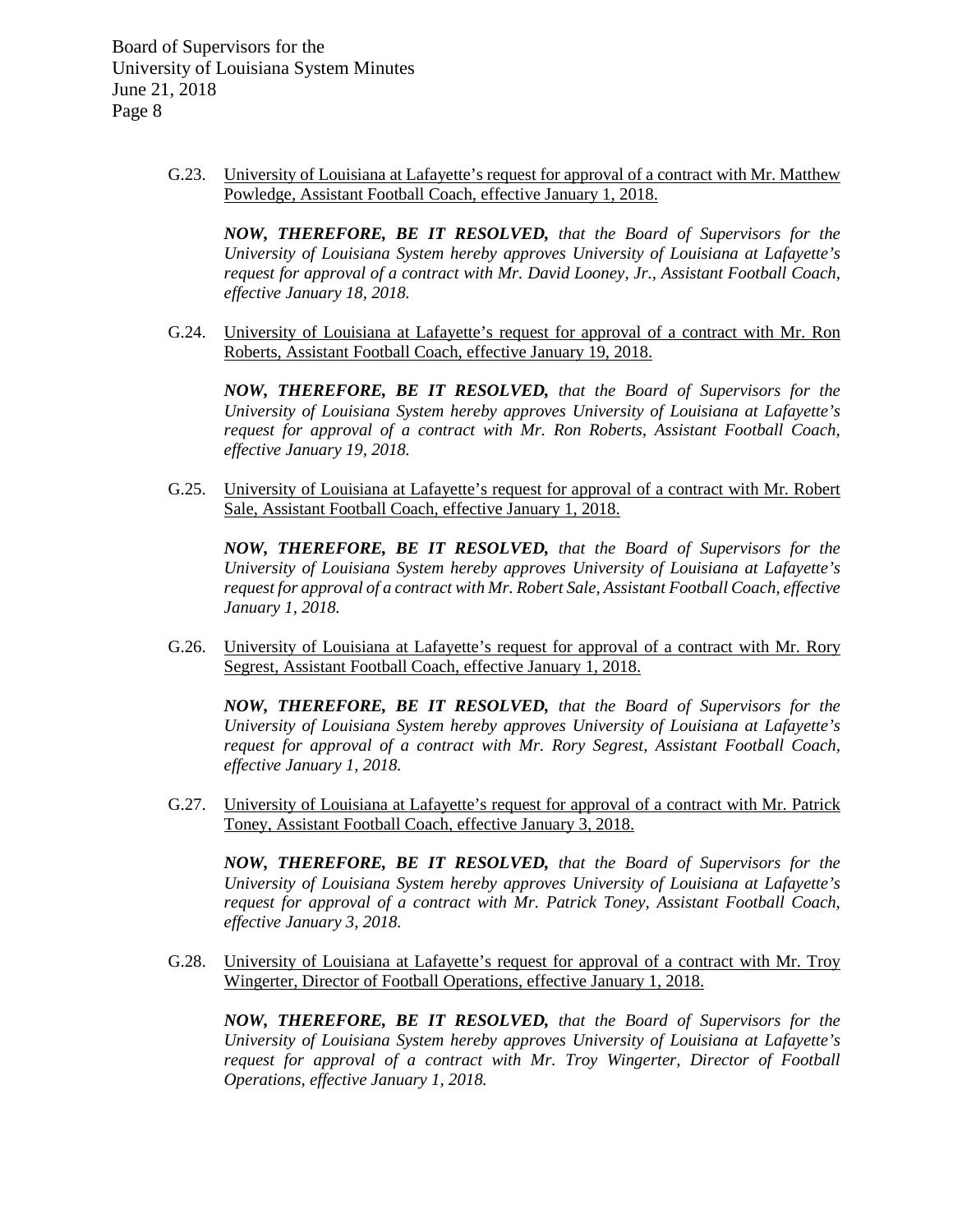G.23. University of Louisiana at Lafayette's request for approval of a contract with Mr. Matthew Powledge, Assistant Football Coach, effective January 1, 2018.

***NOW, THEREFORE, BE IT RESOLVED,*** *that the Board of Supervisors for the University of Louisiana System hereby approves University of Louisiana at Lafayette's request for approval of a contract with Mr. David Looney, Jr., Assistant Football Coach, effective January 18, 2018.*

G.24. University of Louisiana at Lafayette's request for approval of a contract with Mr. Ron Roberts, Assistant Football Coach, effective January 19, 2018.

***NOW, THEREFORE, BE IT RESOLVED,*** *that the Board of Supervisors for the University of Louisiana System hereby approves University of Louisiana at Lafayette's request for approval of a contract with Mr. Ron Roberts, Assistant Football Coach, effective January 19, 2018.*

G.25. University of Louisiana at Lafayette's request for approval of a contract with Mr. Robert Sale, Assistant Football Coach, effective January 1, 2018.

***NOW, THEREFORE, BE IT RESOLVED,*** *that the Board of Supervisors for the University of Louisiana System hereby approves University of Louisiana at Lafayette's request for approval of a contract with Mr. Robert Sale, Assistant Football Coach, effective January 1, 2018.*

G.26. University of Louisiana at Lafayette's request for approval of a contract with Mr. Rory Segrest, Assistant Football Coach, effective January 1, 2018.

***NOW, THEREFORE, BE IT RESOLVED,*** *that the Board of Supervisors for the University of Louisiana System hereby approves University of Louisiana at Lafayette's request for approval of a contract with Mr. Rory Segrest, Assistant Football Coach, effective January 1, 2018.*

G.27. University of Louisiana at Lafayette's request for approval of a contract with Mr. Patrick Toney, Assistant Football Coach, effective January 3, 2018.

***NOW, THEREFORE, BE IT RESOLVED,*** *that the Board of Supervisors for the University of Louisiana System hereby approves University of Louisiana at Lafayette's request for approval of a contract with Mr. Patrick Toney, Assistant Football Coach, effective January 3, 2018.*

G.28. University of Louisiana at Lafayette's request for approval of a contract with Mr. Troy Wingerter, Director of Football Operations, effective January 1, 2018.

***NOW, THEREFORE, BE IT RESOLVED,*** *that the Board of Supervisors for the University of Louisiana System hereby approves University of Louisiana at Lafayette's request for approval of a contract with Mr. Troy Wingerter, Director of Football Operations, effective January 1, 2018.*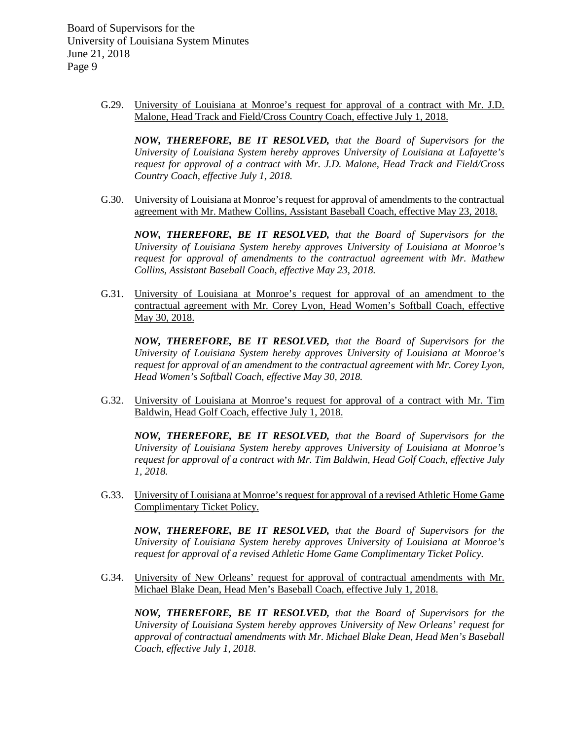G.29. University of Louisiana at Monroe's request for approval of a contract with Mr. J.D. Malone, Head Track and Field/Cross Country Coach, effective July 1, 2018.

***NOW, THEREFORE, BE IT RESOLVED,*** *that the Board of Supervisors for the University of Louisiana System hereby approves University of Louisiana at Lafayette's request for approval of a contract with Mr. J.D. Malone, Head Track and Field/Cross Country Coach, effective July 1, 2018.*

G.30. University of Louisiana at Monroe's request for approval of amendments to the contractual agreement with Mr. Mathew Collins, Assistant Baseball Coach, effective May 23, 2018.

***NOW, THEREFORE, BE IT RESOLVED,*** *that the Board of Supervisors for the University of Louisiana System hereby approves University of Louisiana at Monroe's request for approval of amendments to the contractual agreement with Mr. Mathew Collins, Assistant Baseball Coach, effective May 23, 2018.*

G.31. University of Louisiana at Monroe's request for approval of an amendment to the contractual agreement with Mr. Corey Lyon, Head Women's Softball Coach, effective May 30, 2018.

***NOW, THEREFORE, BE IT RESOLVED,*** *that the Board of Supervisors for the University of Louisiana System hereby approves University of Louisiana at Monroe's request for approval of an amendment to the contractual agreement with Mr. Corey Lyon, Head Women's Softball Coach, effective May 30, 2018.*

G.32. University of Louisiana at Monroe's request for approval of a contract with Mr. Tim Baldwin, Head Golf Coach, effective July 1, 2018.

***NOW, THEREFORE, BE IT RESOLVED,*** *that the Board of Supervisors for the University of Louisiana System hereby approves University of Louisiana at Monroe's request for approval of a contract with Mr. Tim Baldwin, Head Golf Coach, effective July 1, 2018.*

G.33. University of Louisiana at Monroe's request for approval of a revised Athletic Home Game Complimentary Ticket Policy.

***NOW, THEREFORE, BE IT RESOLVED,*** *that the Board of Supervisors for the University of Louisiana System hereby approves University of Louisiana at Monroe's request for approval of a revised Athletic Home Game Complimentary Ticket Policy.*

G.34. University of New Orleans' request for approval of contractual amendments with Mr. Michael Blake Dean, Head Men's Baseball Coach, effective July 1, 2018.

***NOW, THEREFORE, BE IT RESOLVED,*** *that the Board of Supervisors for the University of Louisiana System hereby approves University of New Orleans' request for approval of contractual amendments with Mr. Michael Blake Dean, Head Men's Baseball Coach, effective July 1, 2018.*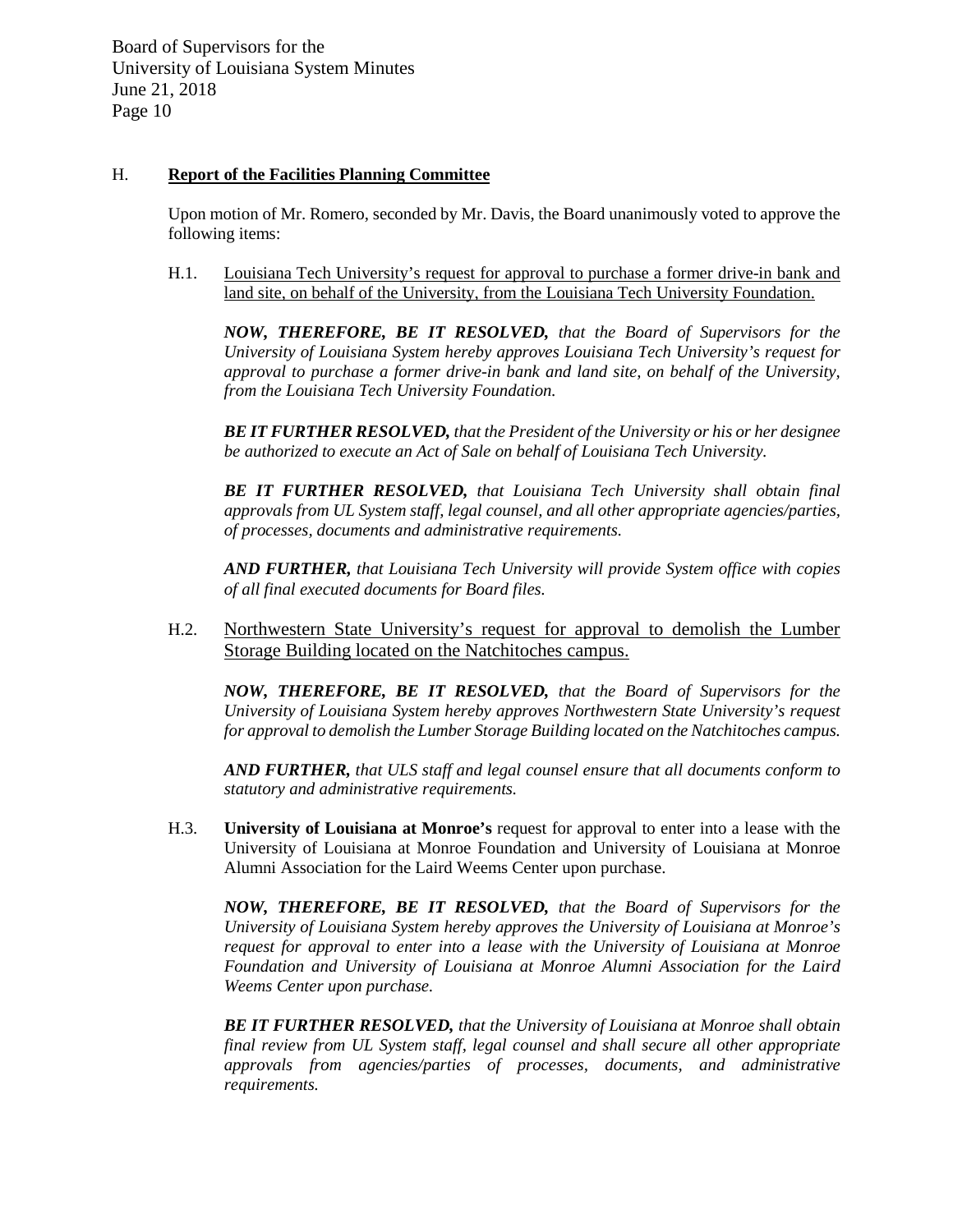H. **Report of the Facilities Planning Committee**

Upon motion of Mr. Romero, seconded by Mr. Davis, the Board unanimously voted to approve the following items:

H.1. Louisiana Tech University's request for approval to purchase a former drive-in bank and land site, on behalf of the University, from the Louisiana Tech University Foundation.

***NOW, THEREFORE, BE IT RESOLVED,*** *that the Board of Supervisors for the University of Louisiana System hereby approves Louisiana Tech University's request for approval to purchase a former drive-in bank and land site, on behalf of the University, from the Louisiana Tech University Foundation.*

***BE IT FURTHER RESOLVED,*** *that the President of the University or his or her designee be authorized to execute an Act of Sale on behalf of Louisiana Tech University.*

***BE IT FURTHER RESOLVED,*** *that Louisiana Tech University shall obtain final approvals from UL System staff, legal counsel, and all other appropriate agencies/parties, of processes, documents and administrative requirements.*

***AND FURTHER,*** *that Louisiana Tech University will provide System office with copies of all final executed documents for Board files.*

H.2. Northwestern State University's request for approval to demolish the Lumber Storage Building located on the Natchitoches campus.

***NOW, THEREFORE, BE IT RESOLVED,*** *that the Board of Supervisors for the University of Louisiana System hereby approves Northwestern State University's request for approval to demolish the Lumber Storage Building located on the Natchitoches campus.*

***AND FURTHER,*** *that ULS staff and legal counsel ensure that all documents conform to statutory and administrative requirements.*

H.3. **University of Louisiana at Monroe's** request for approval to enter into a lease with the University of Louisiana at Monroe Foundation and University of Louisiana at Monroe Alumni Association for the Laird Weems Center upon purchase.

***NOW, THEREFORE, BE IT RESOLVED,*** *that the Board of Supervisors for the University of Louisiana System hereby approves the University of Louisiana at Monroe's request for approval to enter into a lease with the University of Louisiana at Monroe Foundation and University of Louisiana at Monroe Alumni Association for the Laird Weems Center upon purchase.*

***BE IT FURTHER RESOLVED,*** *that the University of Louisiana at Monroe shall obtain final review from UL System staff, legal counsel and shall secure all other appropriate approvals from agencies/parties of processes, documents, and administrative requirements.*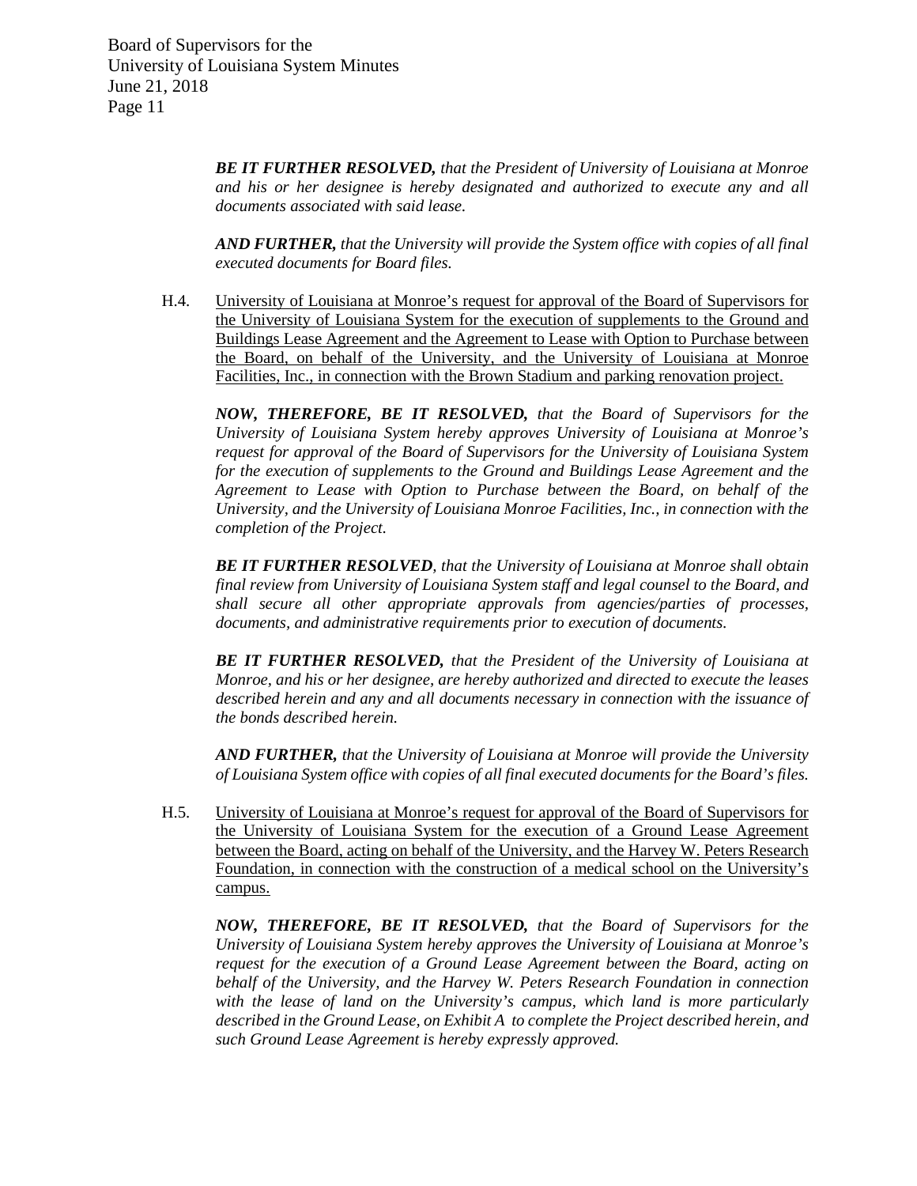***BE IT FURTHER RESOLVED,*** *that the President of University of Louisiana at Monroe and his or her designee is hereby designated and authorized to execute any and all documents associated with said lease.*

***AND FURTHER,*** *that the University will provide the System office with copies of all final executed documents for Board files.*

H.4. <u>University of Louisiana at Monroe's request for approval of the Board of Supervisors for the University of Louisiana System for the execution of supplements to the Ground and Buildings Lease Agreement and the Agreement to Lease with Option to Purchase between the Board, on behalf of the University, and the University of Louisiana at Monroe Facilities, Inc., in connection with the Brown Stadium and parking renovation project.</u>

***NOW, THEREFORE, BE IT RESOLVED,*** *that the Board of Supervisors for the University of Louisiana System hereby approves University of Louisiana at Monroe's request for approval of the Board of Supervisors for the University of Louisiana System for the execution of supplements to the Ground and Buildings Lease Agreement and the Agreement to Lease with Option to Purchase between the Board, on behalf of the University, and the University of Louisiana Monroe Facilities, Inc., in connection with the completion of the Project.*

***BE IT FURTHER RESOLVED****, that the University of Louisiana at Monroe shall obtain final review from University of Louisiana System staff and legal counsel to the Board, and shall secure all other appropriate approvals from agencies/parties of processes, documents, and administrative requirements prior to execution of documents.*

***BE IT FURTHER RESOLVED,*** *that the President of the University of Louisiana at Monroe, and his or her designee, are hereby authorized and directed to execute the leases described herein and any and all documents necessary in connection with the issuance of the bonds described herein.*

***AND FURTHER,*** *that the University of Louisiana at Monroe will provide the University of Louisiana System office with copies of all final executed documents for the Board's files.*

H.5. <u>University of Louisiana at Monroe's request for approval of the Board of Supervisors for the University of Louisiana System for the execution of a Ground Lease Agreement between the Board, acting on behalf of the University, and the Harvey W. Peters Research Foundation, in connection with the construction of a medical school on the University's campus.</u>

***NOW, THEREFORE, BE IT RESOLVED,*** *that the Board of Supervisors for the University of Louisiana System hereby approves the University of Louisiana at Monroe's request for the execution of a Ground Lease Agreement between the Board, acting on behalf of the University, and the Harvey W. Peters Research Foundation in connection with the lease of land on the University's campus, which land is more particularly described in the Ground Lease, on Exhibit A to complete the Project described herein, and such Ground Lease Agreement is hereby expressly approved.*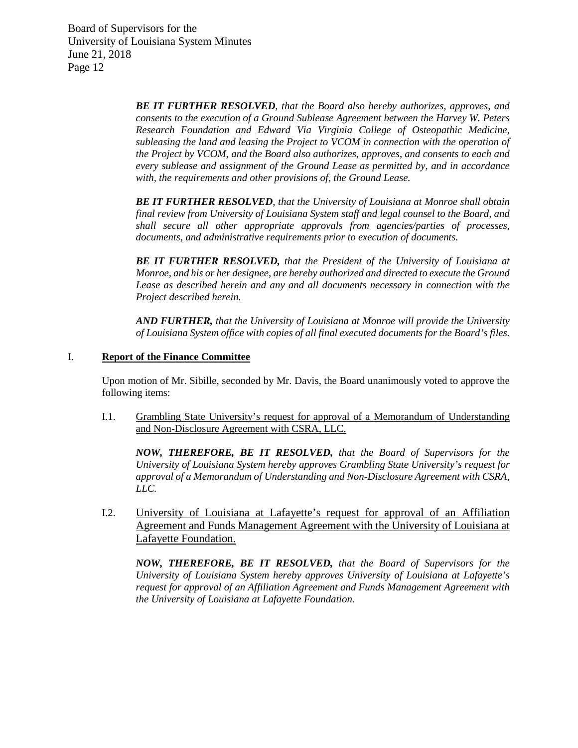***BE IT FURTHER RESOLVED**, that the Board also hereby authorizes, approves, and consents to the execution of a Ground Sublease Agreement between the Harvey W. Peters Research Foundation and Edward Via Virginia College of Osteopathic Medicine, subleasing the land and leasing the Project to VCOM in connection with the operation of the Project by VCOM, and the Board also authorizes, approves, and consents to each and every sublease and assignment of the Ground Lease as permitted by, and in accordance with, the requirements and other provisions of, the Ground Lease.*

***BE IT FURTHER RESOLVED**, that the University of Louisiana at Monroe shall obtain final review from University of Louisiana System staff and legal counsel to the Board, and shall secure all other appropriate approvals from agencies/parties of processes, documents, and administrative requirements prior to execution of documents.*

***BE IT FURTHER RESOLVED,** that the President of the University of Louisiana at Monroe, and his or her designee, are hereby authorized and directed to execute the Ground Lease as described herein and any and all documents necessary in connection with the Project described herein.*

***AND FURTHER,** that the University of Louisiana at Monroe will provide the University of Louisiana System office with copies of all final executed documents for the Board's files.*

## I. Report of the Finance Committee

Upon motion of Mr. Sibille, seconded by Mr. Davis, the Board unanimously voted to approve the following items:

I.1. Grambling State University's request for approval of a Memorandum of Understanding and Non-Disclosure Agreement with CSRA, LLC.

***NOW, THEREFORE, BE IT RESOLVED,** that the Board of Supervisors for the University of Louisiana System hereby approves Grambling State University's request for approval of a Memorandum of Understanding and Non-Disclosure Agreement with CSRA, LLC.*

I.2. University of Louisiana at Lafayette's request for approval of an Affiliation Agreement and Funds Management Agreement with the University of Louisiana at Lafayette Foundation.

***NOW, THEREFORE, BE IT RESOLVED,** that the Board of Supervisors for the University of Louisiana System hereby approves University of Louisiana at Lafayette's request for approval of an Affiliation Agreement and Funds Management Agreement with the University of Louisiana at Lafayette Foundation.*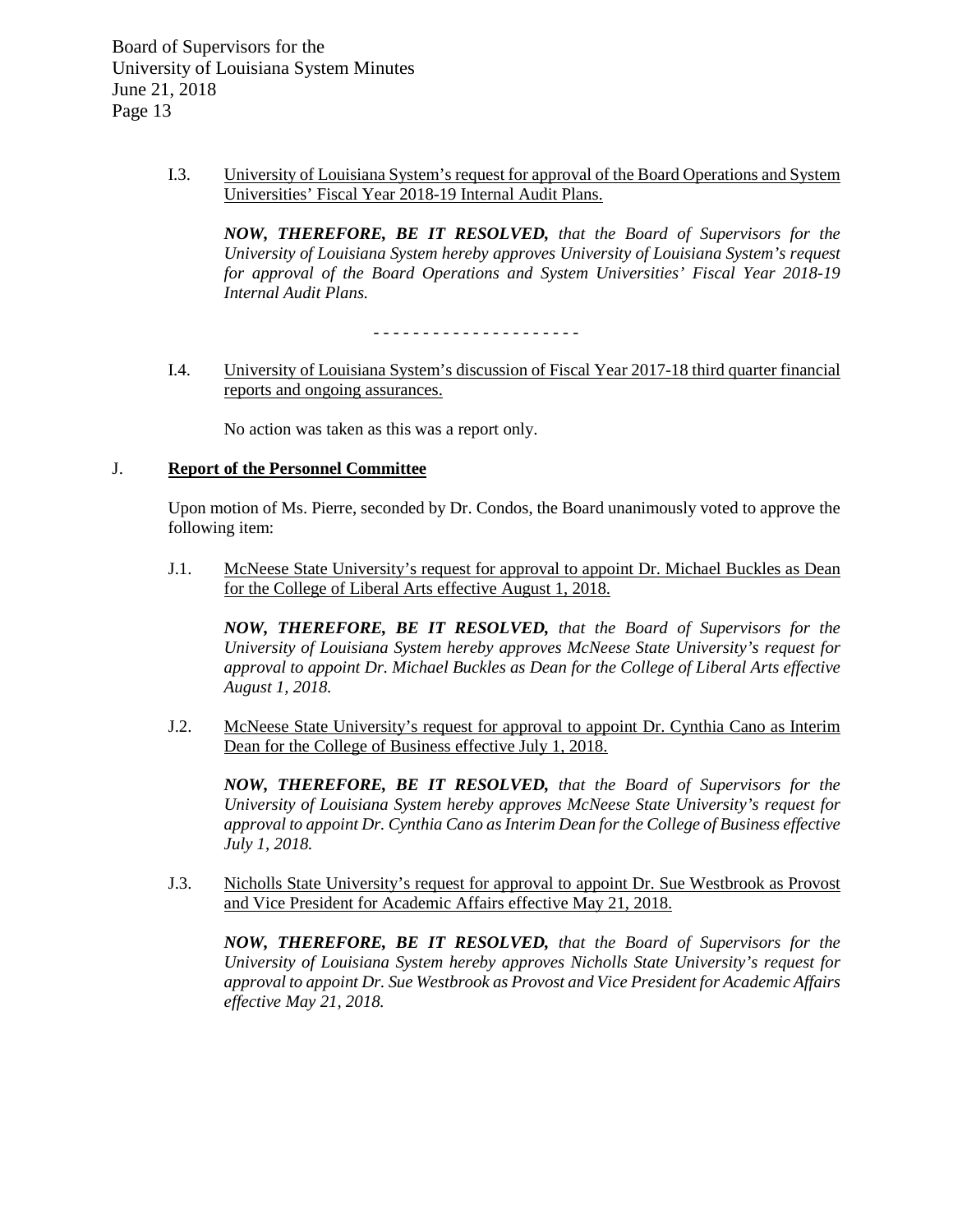I.3. <u>University of Louisiana System's request for approval of the Board Operations and System Universities' Fiscal Year 2018-19 Internal Audit Plans.</u>

***NOW, THEREFORE, BE IT RESOLVED,*** *that the Board of Supervisors for the University of Louisiana System hereby approves University of Louisiana System's request for approval of the Board Operations and System Universities' Fiscal Year 2018-19 Internal Audit Plans.*

\- - - - - - - - - - - - - - - - - - - - -

I.4. <u>University of Louisiana System's discussion of Fiscal Year 2017-18 third quarter financial reports and ongoing assurances.</u>

No action was taken as this was a report only.

J. **<u>Report of the Personnel Committee</u>**

Upon motion of Ms. Pierre, seconded by Dr. Condos, the Board unanimously voted to approve the following item:

J.1. <u>McNeese State University's request for approval to appoint Dr. Michael Buckles as Dean for the College of Liberal Arts effective August 1, 2018.</u>

***NOW, THEREFORE, BE IT RESOLVED,*** *that the Board of Supervisors for the University of Louisiana System hereby approves McNeese State University's request for approval to appoint Dr. Michael Buckles as Dean for the College of Liberal Arts effective August 1, 2018.*

J.2. <u>McNeese State University's request for approval to appoint Dr. Cynthia Cano as Interim Dean for the College of Business effective July 1, 2018.</u>

***NOW, THEREFORE, BE IT RESOLVED,*** *that the Board of Supervisors for the University of Louisiana System hereby approves McNeese State University's request for approval to appoint Dr. Cynthia Cano as Interim Dean for the College of Business effective July 1, 2018.*

J.3. <u>Nicholls State University's request for approval to appoint Dr. Sue Westbrook as Provost and Vice President for Academic Affairs effective May 21, 2018.</u>

***NOW, THEREFORE, BE IT RESOLVED,*** *that the Board of Supervisors for the University of Louisiana System hereby approves Nicholls State University's request for approval to appoint Dr. Sue Westbrook as Provost and Vice President for Academic Affairs effective May 21, 2018.*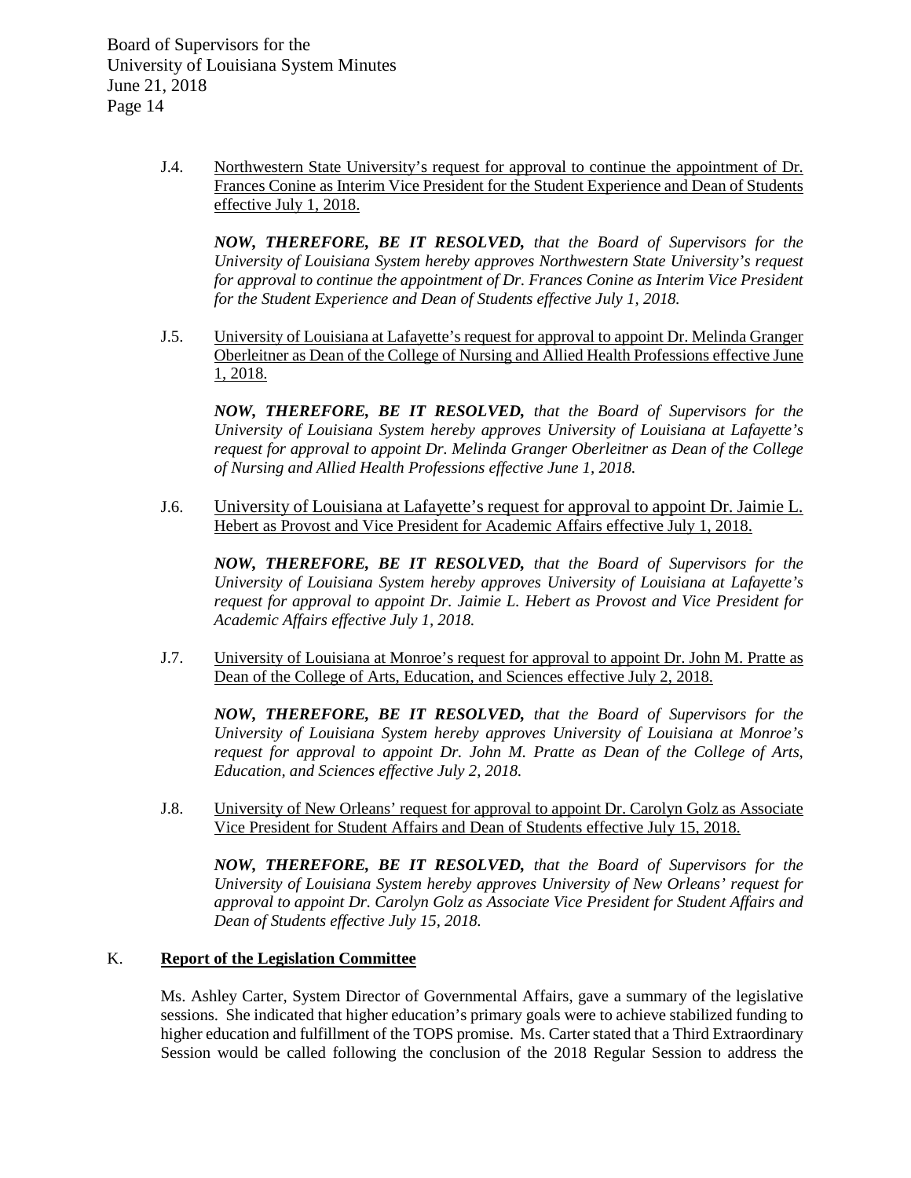J.4. Northwestern State University's request for approval to continue the appointment of Dr. Frances Conine as Interim Vice President for the Student Experience and Dean of Students effective July 1, 2018.

***NOW, THEREFORE, BE IT RESOLVED,*** *that the Board of Supervisors for the University of Louisiana System hereby approves Northwestern State University's request for approval to continue the appointment of Dr. Frances Conine as Interim Vice President for the Student Experience and Dean of Students effective July 1, 2018.*

J.5. University of Louisiana at Lafayette's request for approval to appoint Dr. Melinda Granger Oberleitner as Dean of the College of Nursing and Allied Health Professions effective June 1, 2018.

***NOW, THEREFORE, BE IT RESOLVED,*** *that the Board of Supervisors for the University of Louisiana System hereby approves University of Louisiana at Lafayette's request for approval to appoint Dr. Melinda Granger Oberleitner as Dean of the College of Nursing and Allied Health Professions effective June 1, 2018.*

J.6. University of Louisiana at Lafayette's request for approval to appoint Dr. Jaimie L. Hebert as Provost and Vice President for Academic Affairs effective July 1, 2018.

***NOW, THEREFORE, BE IT RESOLVED,*** *that the Board of Supervisors for the University of Louisiana System hereby approves University of Louisiana at Lafayette's request for approval to appoint Dr. Jaimie L. Hebert as Provost and Vice President for Academic Affairs effective July 1, 2018.*

J.7. University of Louisiana at Monroe's request for approval to appoint Dr. John M. Pratte as Dean of the College of Arts, Education, and Sciences effective July 2, 2018.

***NOW, THEREFORE, BE IT RESOLVED,*** *that the Board of Supervisors for the University of Louisiana System hereby approves University of Louisiana at Monroe's request for approval to appoint Dr. John M. Pratte as Dean of the College of Arts, Education, and Sciences effective July 2, 2018.*

J.8. University of New Orleans' request for approval to appoint Dr. Carolyn Golz as Associate Vice President for Student Affairs and Dean of Students effective July 15, 2018.

***NOW, THEREFORE, BE IT RESOLVED,*** *that the Board of Supervisors for the University of Louisiana System hereby approves University of New Orleans' request for approval to appoint Dr. Carolyn Golz as Associate Vice President for Student Affairs and Dean of Students effective July 15, 2018.*

## K. Report of the Legislation Committee

Ms. Ashley Carter, System Director of Governmental Affairs, gave a summary of the legislative sessions. She indicated that higher education's primary goals were to achieve stabilized funding to higher education and fulfillment of the TOPS promise. Ms. Carter stated that a Third Extraordinary Session would be called following the conclusion of the 2018 Regular Session to address the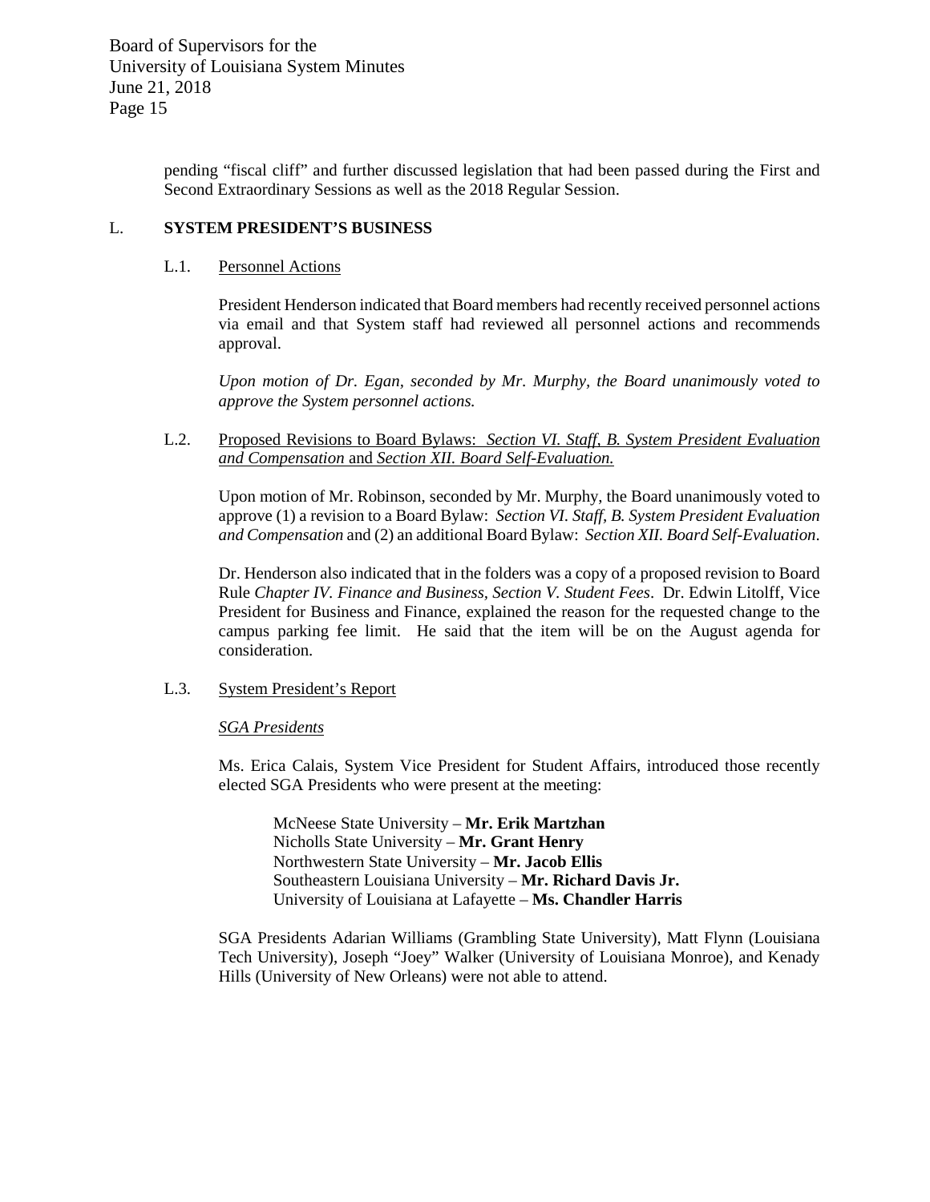pending "fiscal cliff" and further discussed legislation that had been passed during the First and Second Extraordinary Sessions as well as the 2018 Regular Session.

## L. SYSTEM PRESIDENT'S BUSINESS

### L.1. Personnel Actions

President Henderson indicated that Board members had recently received personnel actions via email and that System staff had reviewed all personnel actions and recommends approval.

*Upon motion of Dr. Egan, seconded by Mr. Murphy, the Board unanimously voted to approve the System personnel actions.*

### L.2. Proposed Revisions to Board Bylaws: *Section VI. Staff, B. System President Evaluation and Compensation* and *Section XII. Board Self-Evaluation.*

Upon motion of Mr. Robinson, seconded by Mr. Murphy, the Board unanimously voted to approve (1) a revision to a Board Bylaw: *Section VI. Staff, B. System President Evaluation and Compensation* and (2) an additional Board Bylaw: *Section XII. Board Self-Evaluation*.

Dr. Henderson also indicated that in the folders was a copy of a proposed revision to Board Rule *Chapter IV. Finance and Business, Section V. Student Fees*. Dr. Edwin Litolff, Vice President for Business and Finance, explained the reason for the requested change to the campus parking fee limit. He said that the item will be on the August agenda for consideration.

### L.3. System President's Report

*SGA Presidents*

Ms. Erica Calais, System Vice President for Student Affairs, introduced those recently elected SGA Presidents who were present at the meeting:

McNeese State University – **Mr. Erik Martzhan**
Nicholls State University – **Mr. Grant Henry**
Northwestern State University – **Mr. Jacob Ellis**
Southeastern Louisiana University – **Mr. Richard Davis Jr.**
University of Louisiana at Lafayette – **Ms. Chandler Harris**

SGA Presidents Adarian Williams (Grambling State University), Matt Flynn (Louisiana Tech University), Joseph "Joey" Walker (University of Louisiana Monroe), and Kenady Hills (University of New Orleans) were not able to attend.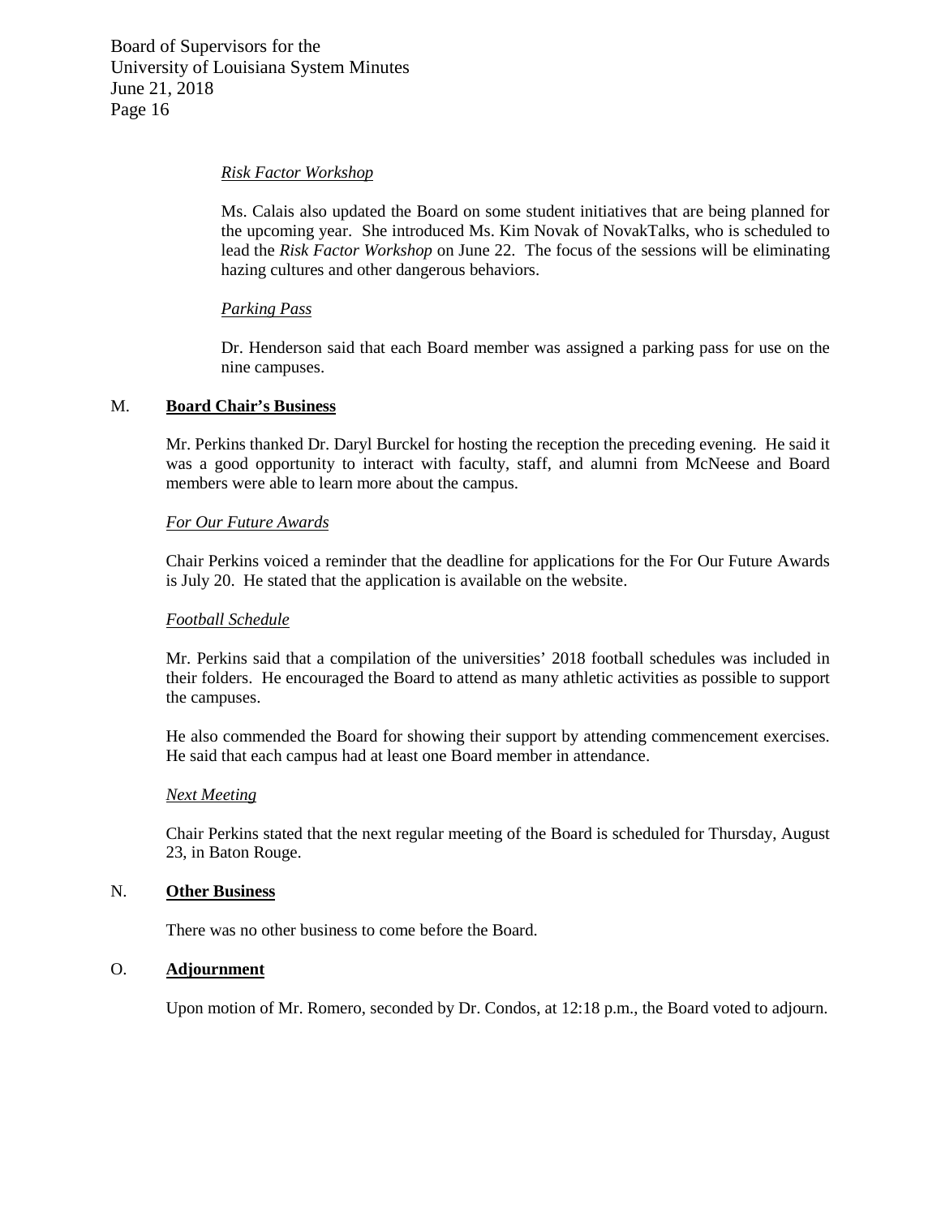*Risk Factor Workshop*

Ms. Calais also updated the Board on some student initiatives that are being planned for the upcoming year. She introduced Ms. Kim Novak of NovakTalks, who is scheduled to lead the *Risk Factor Workshop* on June 22. The focus of the sessions will be eliminating hazing cultures and other dangerous behaviors.

*Parking Pass*

Dr. Henderson said that each Board member was assigned a parking pass for use on the nine campuses.

## M. **Board Chair's Business**

Mr. Perkins thanked Dr. Daryl Burckel for hosting the reception the preceding evening. He said it was a good opportunity to interact with faculty, staff, and alumni from McNeese and Board members were able to learn more about the campus.

*For Our Future Awards*

Chair Perkins voiced a reminder that the deadline for applications for the For Our Future Awards is July 20. He stated that the application is available on the website.

*Football Schedule*

Mr. Perkins said that a compilation of the universities' 2018 football schedules was included in their folders. He encouraged the Board to attend as many athletic activities as possible to support the campuses.

He also commended the Board for showing their support by attending commencement exercises. He said that each campus had at least one Board member in attendance.

*Next Meeting*

Chair Perkins stated that the next regular meeting of the Board is scheduled for Thursday, August 23, in Baton Rouge.

## N. **Other Business**

There was no other business to come before the Board.

## O. **Adjournment**

Upon motion of Mr. Romero, seconded by Dr. Condos, at 12:18 p.m., the Board voted to adjourn.